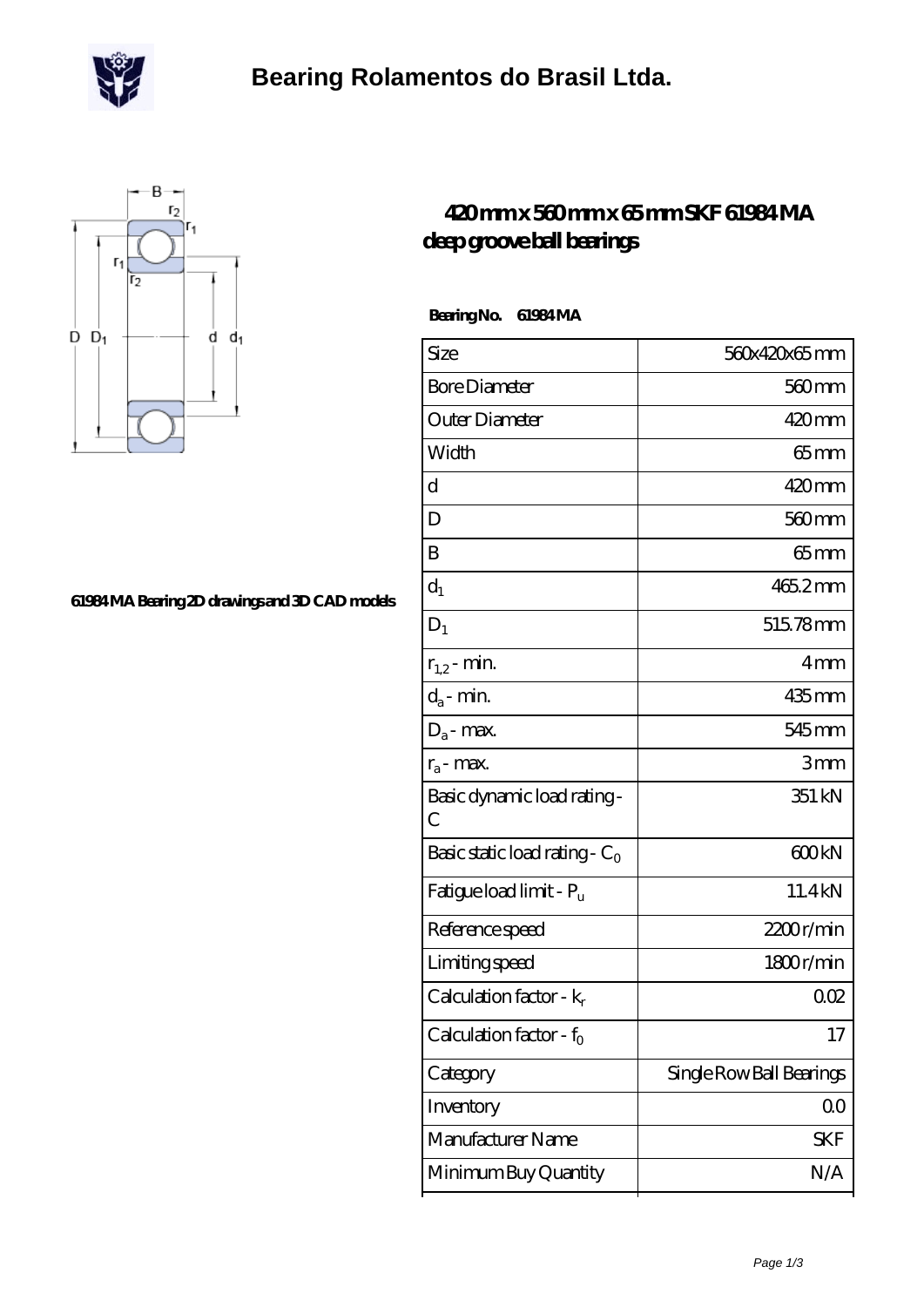# Bearing Rolamentos do Brasil Ltda.

61984 MA Bearing 2D drawings and 3D CAD models

## 420 mm x 560 mm x 65 mm SKF 61984 MA deep groove ball bearings

**Bearing No. 61984 MA**

| Size | 560x420x65 mm |
|---|---|
| Bore Diameter | 560 mm |
| Outer Diameter | 420 mm |
| Width | 65 mm |
| d | 420 mm |
| D | 560 mm |
| B | 65 mm |
| $d_1$ | 465.2 mm |
| $D_1$ | 515.78 mm |
| $r_{1,2}$ - min. | 4 mm |
| $d_a$ - min. | 435 mm |
| $D_a$ - max. | 545 mm |
| $r_a$ - max. | 3 mm |
| Basic dynamic load rating - C | 351 kN |
| Basic static load rating - $C_0$ | 600 kN |
| Fatigue load limit - $P_u$ | 11.4 kN |
| Reference speed | 2200 r/min |
| Limiting speed | 1800 r/min |
| Calculation factor - $k_r$ | 0.02 |
| Calculation factor - $f_0$ | 17 |
| Category | Single Row Ball Bearings |
| Inventory | 0.0 |
| Manufacturer Name | SKF |
| Minimum Buy Quantity | N/A |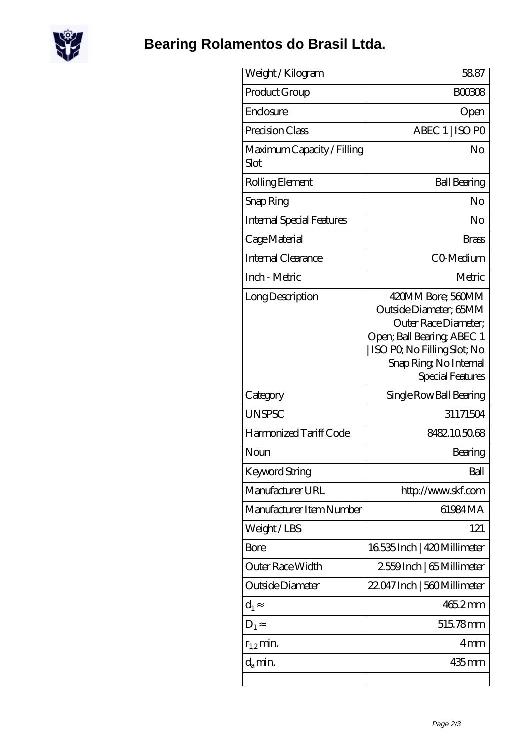# Bearing Rolamentos do Brasil Ltda.

| | |
|---|---|
| Weight / Kilogram | 58.87 |
| Product Group | B00308 |
| Enclosure | Open |
| Precision Class | ABEC 1 \| ISO P0 |
| Maximum Capacity / Filling Slot | No |
| Rolling Element | Ball Bearing |
| Snap Ring | No |
| Internal Special Features | No |
| Cage Material | Brass |
| Internal Clearance | C0-Medium |
| Inch - Metric | Metric |
| Long Description | 420MM Bore; 560MM Outside Diameter; 65MM Outer Race Diameter; Open; Ball Bearing; ABEC 1 \| ISO P0; No Filling Slot; No Snap Ring; No Internal Special Features |
| Category | Single Row Ball Bearing |
| UNSPSC | 31171504 |
| Harmonized Tariff Code | 8482.10.50.68 |
| Noun | Bearing |
| Keyword String | Ball |
| Manufacturer URL | http://www.skf.com |
| Manufacturer Item Number | 61984 MA |
| Weight / LBS | 121 |
| Bore | 16.535 Inch \| 420 Millimeter |
| Outer Race Width | 2.559 Inch \| 65 Millimeter |
| Outside Diameter | 22.047 Inch \| 560 Millimeter |
| $d_1 \approx$ | 465.2 mm |
| $D_1 \approx$ | 515.78 mm |
| $r_{1,2}$ min. | 4 mm |
| $d_a$ min. | 435 mm |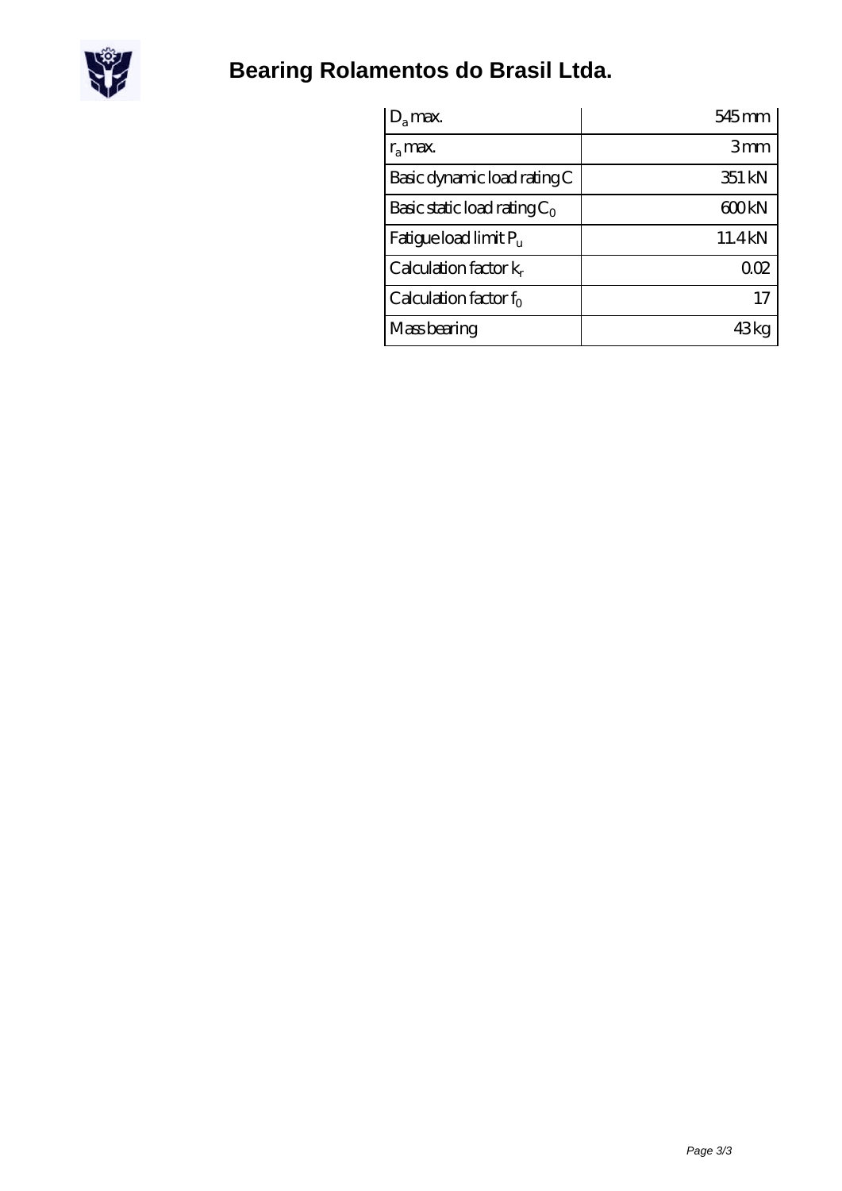# Bearing Rolamentos do Brasil Ltda.

| | |
|---|---|
| $D_a$ max. | 545 mm |
| $r_a$ max. | 3 mm |
| Basic dynamic load rating C | 351 kN |
| Basic static load rating $C_0$ | 600 kN |
| Fatigue load limit $P_u$ | 11.4 kN |
| Calculation factor $k_r$ | 0.02 |
| Calculation factor $f_0$ | 17 |
| Mass bearing | 43 kg |